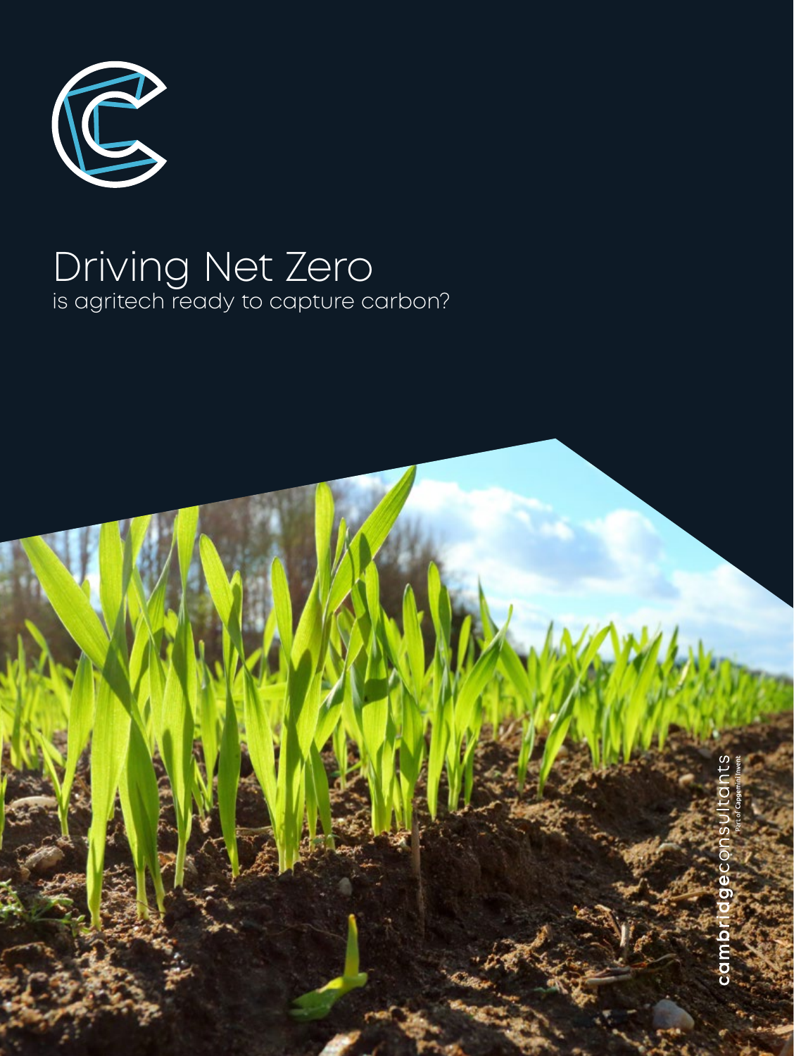# Driving Net Zero

is agritech ready to capture carbon?

cambridgeconsultants

Part of Capgemini Invent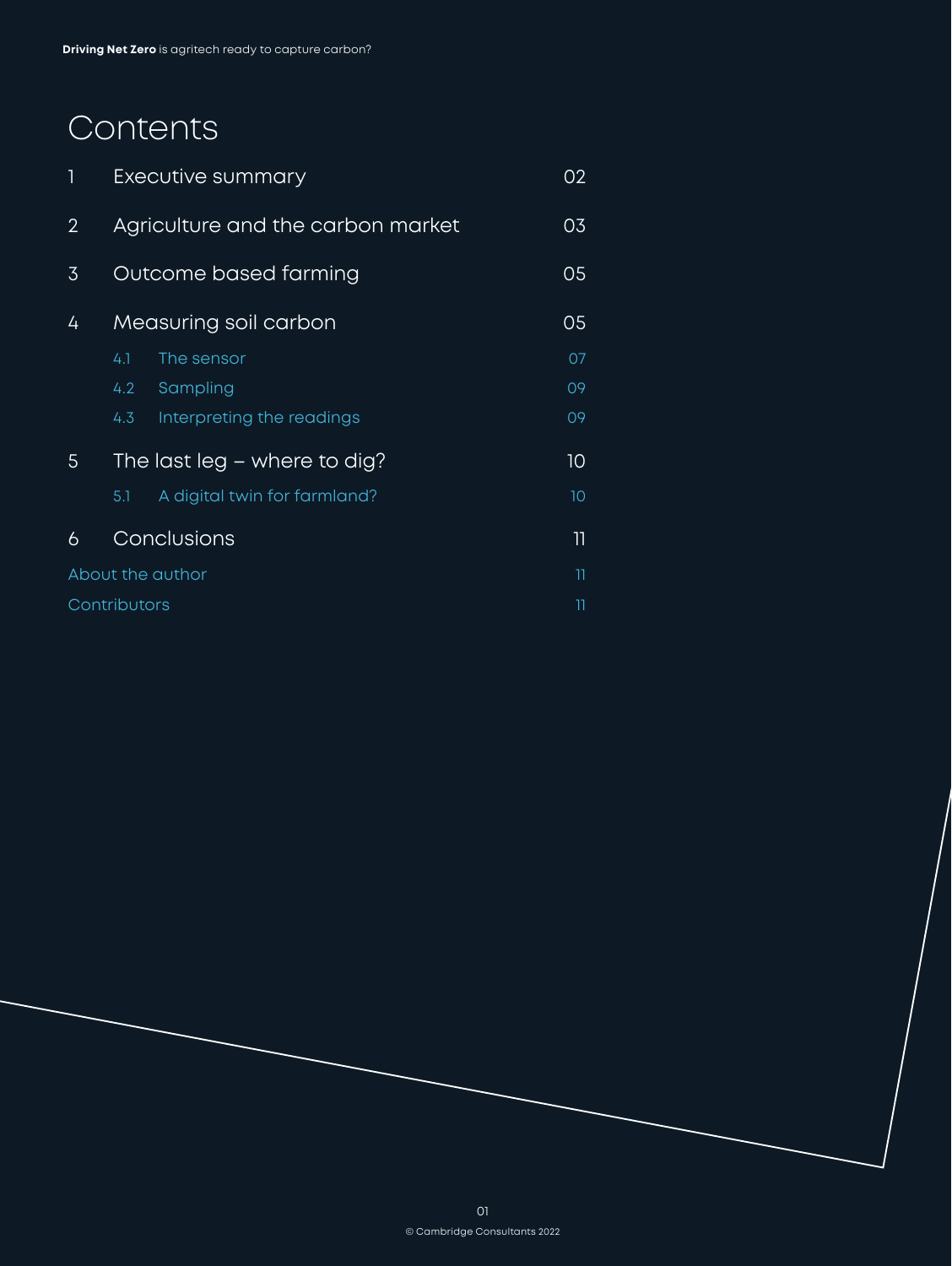# Contents

| | | |
|---|---|---|
| 1 | Executive summary | 02 |
| 2 | Agriculture and the carbon market | 03 |
| 3 | Outcome based farming | 05 |
| 4 | Measuring soil carbon | 05 |
| 4.1 | The sensor | 07 |
| 4.2 | Sampling | 09 |
| 4.3 | Interpreting the readings | 09 |
| 5 | The last leg – where to dig? | 10 |
| 5.1 | A digital twin for farmland? | 10 |
| 6 | Conclusions | 11 |
| | About the author | 11 |
| | Contributors | 11 |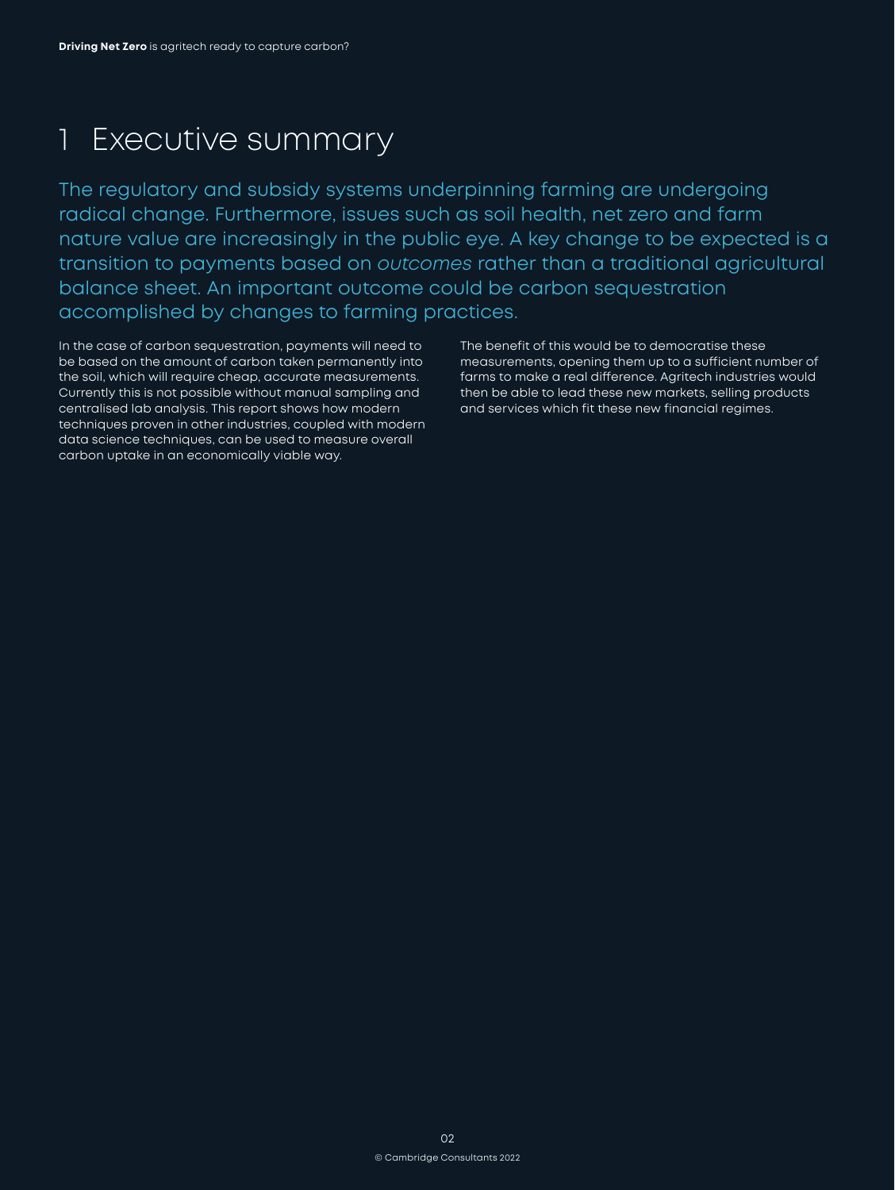# 1 Executive summary

The regulatory and subsidy systems underpinning farming are undergoing radical change. Furthermore, issues such as soil health, net zero and farm nature value are increasingly in the public eye. A key change to be expected is a transition to payments based on *outcomes* rather than a traditional agricultural balance sheet. An important outcome could be carbon sequestration accomplished by changes to farming practices.

In the case of carbon sequestration, payments will need to be based on the amount of carbon taken permanently into the soil, which will require cheap, accurate measurements. Currently this is not possible without manual sampling and centralised lab analysis. This report shows how modern techniques proven in other industries, coupled with modern data science techniques, can be used to measure overall carbon uptake in an economically viable way.

The benefit of this would be to democratise these measurements, opening them up to a sufficient number of farms to make a real difference. Agritech industries would then be able to lead these new markets, selling products and services which fit these new financial regimes.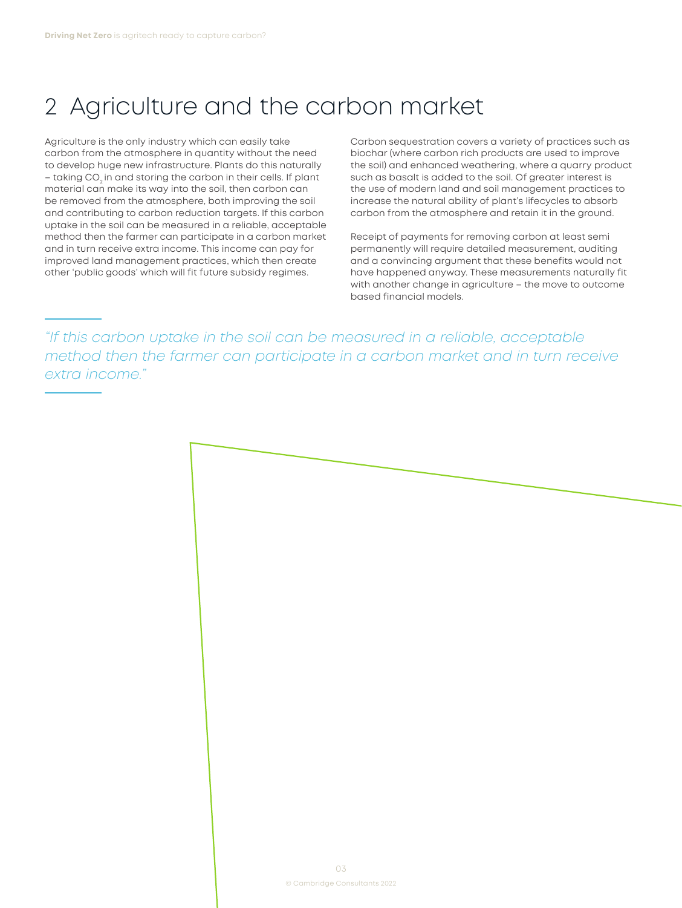# 2 Agriculture and the carbon market

Agriculture is the only industry which can easily take carbon from the atmosphere in quantity without the need to develop huge new infrastructure. Plants do this naturally – taking $CO_2$ in and storing the carbon in their cells. If plant material can make its way into the soil, then carbon can be removed from the atmosphere, both improving the soil and contributing to carbon reduction targets. If this carbon uptake in the soil can be measured in a reliable, acceptable method then the farmer can participate in a carbon market and in turn receive extra income. This income can pay for improved land management practices, which then create other 'public goods' which will fit future subsidy regimes.

Carbon sequestration covers a variety of practices such as biochar (where carbon rich products are used to improve the soil) and enhanced weathering, where a quarry product such as basalt is added to the soil. Of greater interest is the use of modern land and soil management practices to increase the natural ability of plant's lifecycles to absorb carbon from the atmosphere and retain it in the ground.

Receipt of payments for removing carbon at least semi permanently will require detailed measurement, auditing and a convincing argument that these benefits would not have happened anyway. These measurements naturally fit with another change in agriculture – the move to outcome based financial models.

> *"If this carbon uptake in the soil can be measured in a reliable, acceptable method then the farmer can participate in a carbon market and in turn receive extra income."*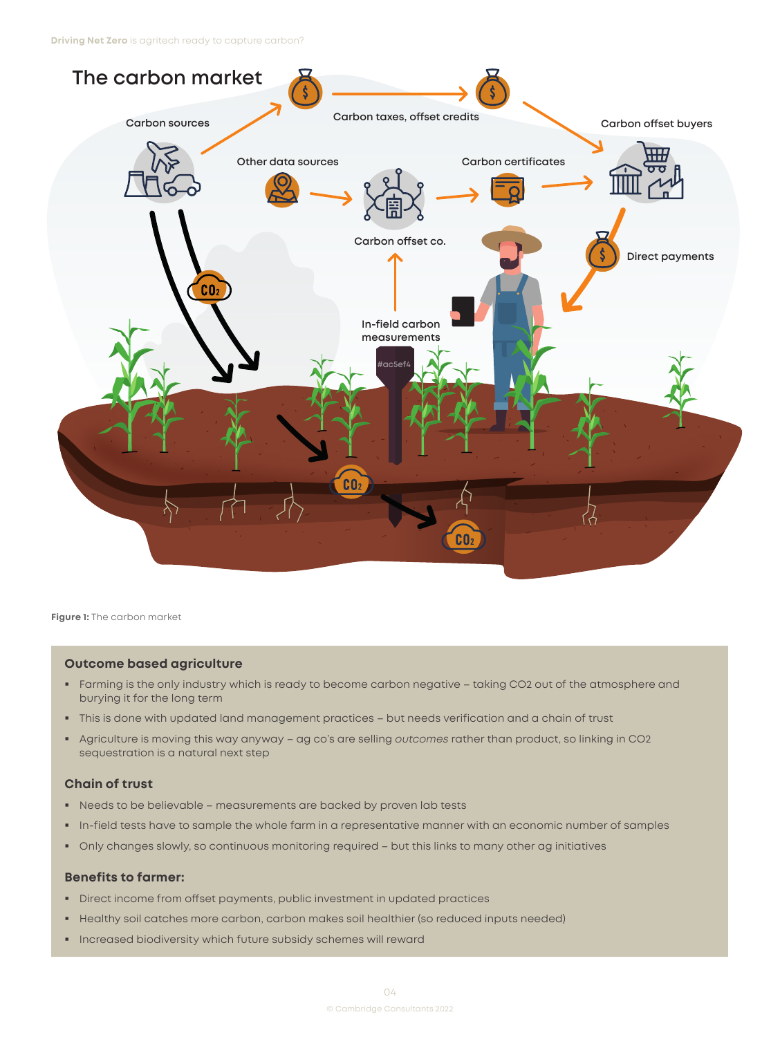## The carbon market

Carbon sources

Carbon taxes, offset credits

Carbon offset buyers

Other data sources

Carbon certificates

Carbon offset co.

Direct payments

In-field carbon measurements

Figure 1: The carbon market

### Outcome based agriculture

- Farming is the only industry which is ready to become carbon negative – taking CO2 out of the atmosphere and burying it for the long term
- This is done with updated land management practices – but needs verification and a chain of trust
- Agriculture is moving this way anyway – ag co's are selling *outcomes* rather than product, so linking in CO2 sequestration is a natural next step

### Chain of trust

- Needs to be believable – measurements are backed by proven lab tests
- In-field tests have to sample the whole farm in a representative manner with an economic number of samples
- Only changes slowly, so continuous monitoring required – but this links to many other ag initiatives

### Benefits to farmer:

- Direct income from offset payments, public investment in updated practices
- Healthy soil catches more carbon, carbon makes soil healthier (so reduced inputs needed)
- Increased biodiversity which future subsidy schemes will reward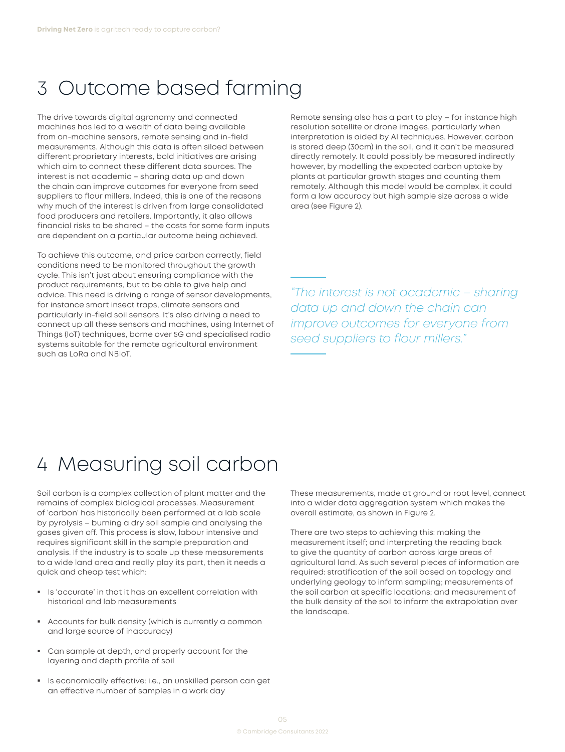# 3 Outcome based farming

The drive towards digital agronomy and connected machines has led to a wealth of data being available from on-machine sensors, remote sensing and in-field measurements. Although this data is often siloed between different proprietary interests, bold initiatives are arising which aim to connect these different data sources. The interest is not academic – sharing data up and down the chain can improve outcomes for everyone from seed suppliers to flour millers. Indeed, this is one of the reasons why much of the interest is driven from large consolidated food producers and retailers. Importantly, it also allows financial risks to be shared – the costs for some farm inputs are dependent on a particular outcome being achieved.

To achieve this outcome, and price carbon correctly, field conditions need to be monitored throughout the growth cycle. This isn't just about ensuring compliance with the product requirements, but to be able to give help and advice. This need is driving a range of sensor developments, for instance smart insect traps, climate sensors and particularly in-field soil sensors. It's also driving a need to connect up all these sensors and machines, using Internet of Things (IoT) techniques, borne over 5G and specialised radio systems suitable for the remote agricultural environment such as LoRa and NBIoT.

Remote sensing also has a part to play – for instance high resolution satellite or drone images, particularly when interpretation is aided by AI techniques. However, carbon is stored deep (30cm) in the soil, and it can't be measured directly remotely. It could possibly be measured indirectly however, by modelling the expected carbon uptake by plants at particular growth stages and counting them remotely. Although this model would be complex, it could form a low accuracy but high sample size across a wide area (see Figure 2).

*"The interest is not academic – sharing data up and down the chain can improve outcomes for everyone from seed suppliers to flour millers."*

# 4 Measuring soil carbon

Soil carbon is a complex collection of plant matter and the remains of complex biological processes. Measurement of 'carbon' has historically been performed at a lab scale by pyrolysis – burning a dry soil sample and analysing the gases given off. This process is slow, labour intensive and requires significant skill in the sample preparation and analysis. If the industry is to scale up these measurements to a wide land area and really play its part, then it needs a quick and cheap test which:

- Is 'accurate' in that it has an excellent correlation with historical and lab measurements
- Accounts for bulk density (which is currently a common and large source of inaccuracy)
- Can sample at depth, and properly account for the layering and depth profile of soil
- Is economically effective: i.e., an unskilled person can get an effective number of samples in a work day

These measurements, made at ground or root level, connect into a wider data aggregation system which makes the overall estimate, as shown in Figure 2.

There are two steps to achieving this: making the measurement itself; and interpreting the reading back to give the quantity of carbon across large areas of agricultural land. As such several pieces of information are required: stratification of the soil based on topology and underlying geology to inform sampling; measurements of the soil carbon at specific locations; and measurement of the bulk density of the soil to inform the extrapolation over the landscape.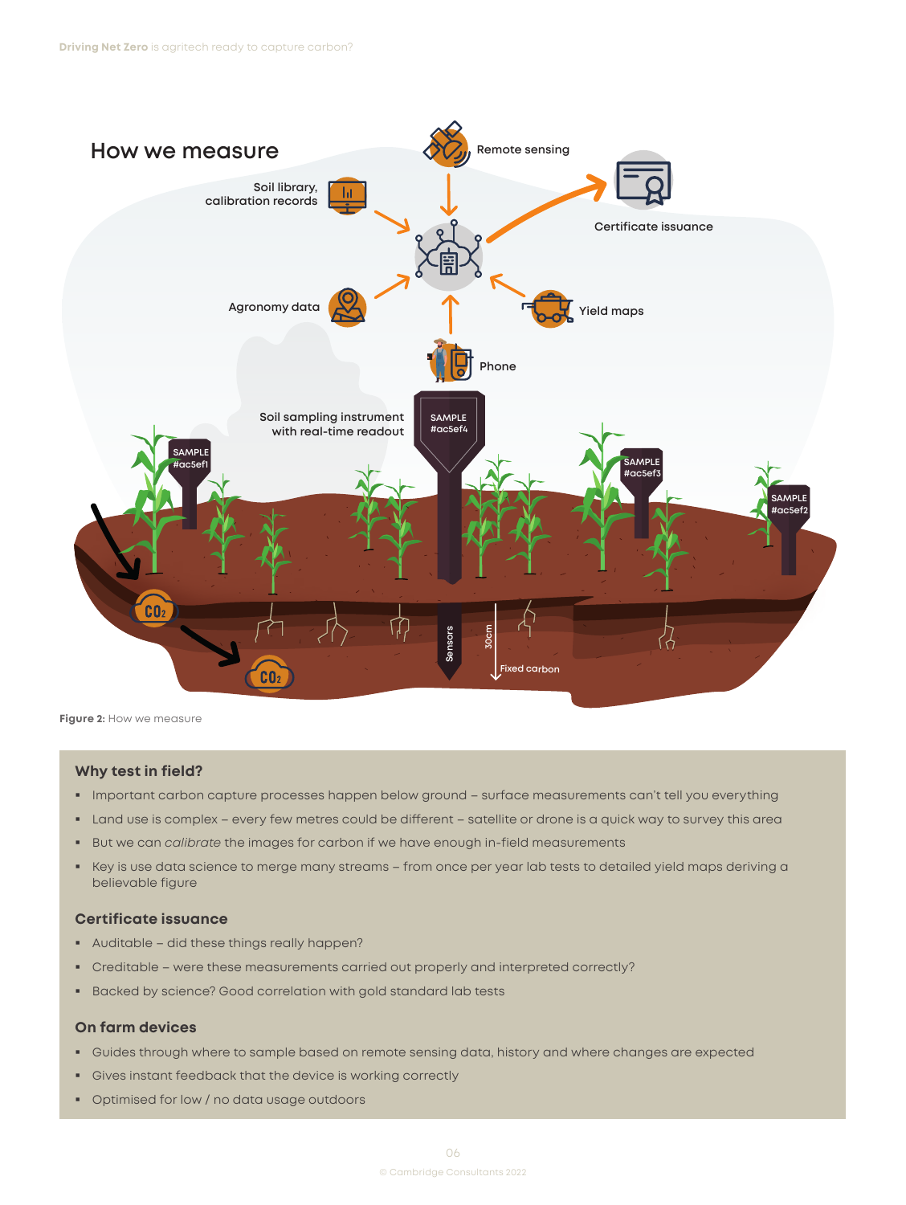## How we measure

Remote sensing

Soil library, calibration records

Certificate issuance

Agronomy data

Yield maps

Phone

Soil sampling instrument with real-time readout

SAMPLE #ac5ef4

SAMPLE #ac5ef1

SAMPLE #ac5ef3

SAMPLE #ac5ef2

$CO_2$

$CO_2$

Sensors

30cm

Fixed carbon

**Figure 2:** How we measure

### Why test in field?

- Important carbon capture processes happen below ground – surface measurements can't tell you everything
- Land use is complex – every few metres could be different – satellite or drone is a quick way to survey this area
- But we can *calibrate* the images for carbon if we have enough in-field measurements
- Key is use data science to merge many streams – from once per year lab tests to detailed yield maps deriving a believable figure

### Certificate issuance

- Auditable – did these things really happen?
- Creditable – were these measurements carried out properly and interpreted correctly?
- Backed by science? Good correlation with gold standard lab tests

### On farm devices

- Guides through where to sample based on remote sensing data, history and where changes are expected
- Gives instant feedback that the device is working correctly
- Optimised for low / no data usage outdoors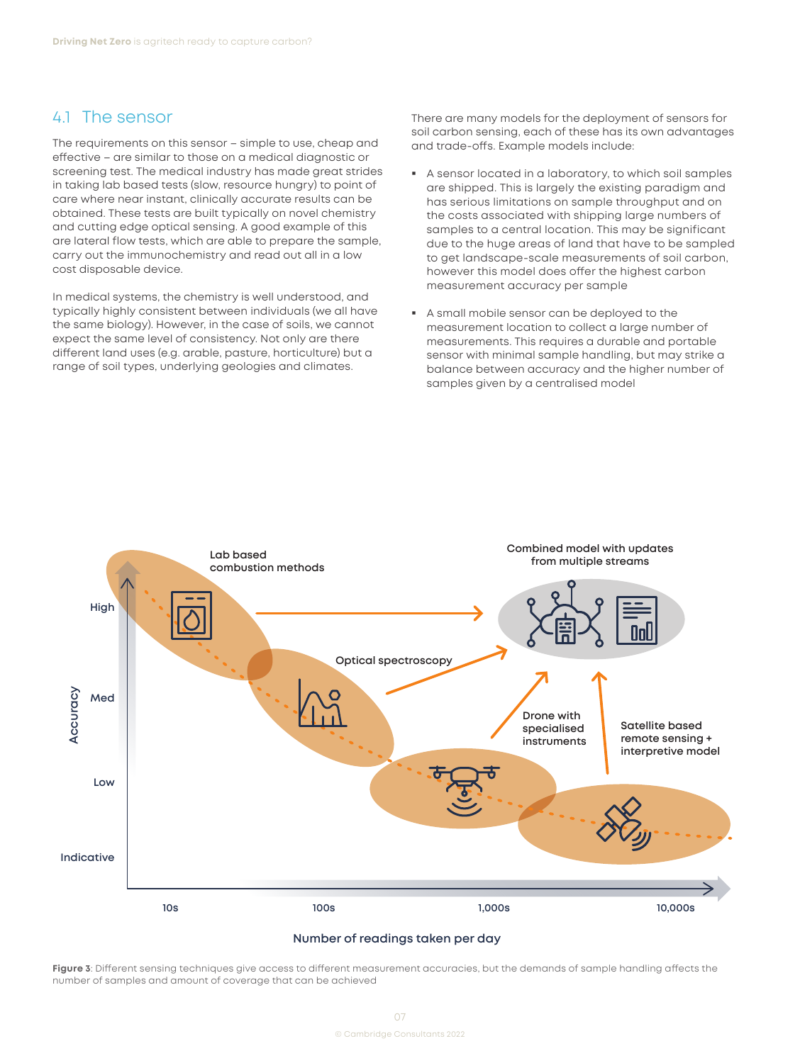## 4.1 The sensor

The requirements on this sensor – simple to use, cheap and effective – are similar to those on a medical diagnostic or screening test. The medical industry has made great strides in taking lab based tests (slow, resource hungry) to point of care where near instant, clinically accurate results can be obtained. These tests are built typically on novel chemistry and cutting edge optical sensing. A good example of this are lateral flow tests, which are able to prepare the sample, carry out the immunochemistry and read out all in a low cost disposable device.

In medical systems, the chemistry is well understood, and typically highly consistent between individuals (we all have the same biology). However, in the case of soils, we cannot expect the same level of consistency. Not only are there different land uses (e.g. arable, pasture, horticulture) but a range of soil types, underlying geologies and climates.

There are many models for the deployment of sensors for soil carbon sensing, each of these has its own advantages and trade-offs. Example models include:

- A sensor located in a laboratory, to which soil samples are shipped. This is largely the existing paradigm and has serious limitations on sample throughput and on the costs associated with shipping large numbers of samples to a central location. This may be significant due to the huge areas of land that have to be sampled to get landscape-scale measurements of soil carbon, however this model does offer the highest carbon measurement accuracy per sample
- A small mobile sensor can be deployed to the measurement location to collect a large number of measurements. This requires a durable and portable sensor with minimal sample handling, but may strike a balance between accuracy and the higher number of samples given by a centralised model

**Figure 3**: Different sensing techniques give access to different measurement accuracies, but the demands of sample handling affects the number of samples and amount of coverage that can be achieved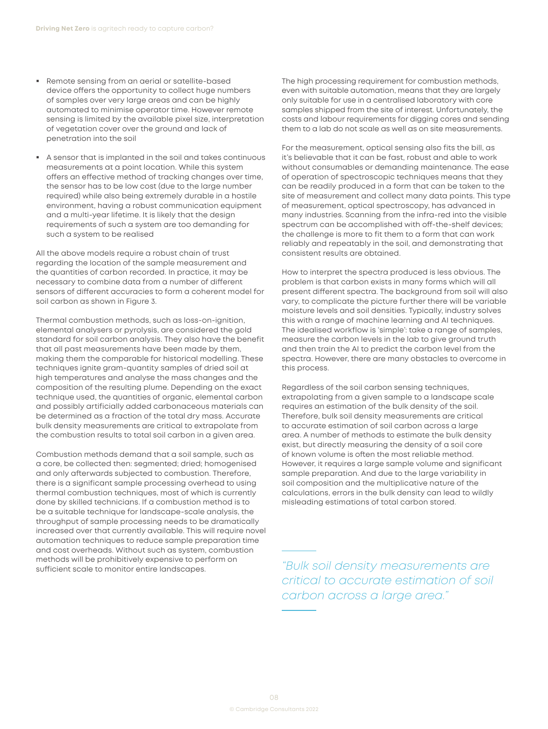- Remote sensing from an aerial or satellite-based device offers the opportunity to collect huge numbers of samples over very large areas and can be highly automated to minimise operator time. However remote sensing is limited by the available pixel size, interpretation of vegetation cover over the ground and lack of penetration into the soil
- A sensor that is implanted in the soil and takes continuous measurements at a point location. While this system offers an effective method of tracking changes over time, the sensor has to be low cost (due to the large number required) while also being extremely durable in a hostile environment, having a robust communication equipment and a multi-year lifetime. It is likely that the design requirements of such a system are too demanding for such a system to be realised

All the above models require a robust chain of trust regarding the location of the sample measurement and the quantities of carbon recorded. In practice, it may be necessary to combine data from a number of different sensors of different accuracies to form a coherent model for soil carbon as shown in Figure 3.

Thermal combustion methods, such as loss-on-ignition, elemental analysers or pyrolysis, are considered the gold standard for soil carbon analysis. They also have the benefit that all past measurements have been made by them, making them the comparable for historical modelling. These techniques ignite gram-quantity samples of dried soil at high temperatures and analyse the mass changes and the composition of the resulting plume. Depending on the exact technique used, the quantities of organic, elemental carbon and possibly artificially added carbonaceous materials can be determined as a fraction of the total dry mass. Accurate bulk density measurements are critical to extrapolate from the combustion results to total soil carbon in a given area.

Combustion methods demand that a soil sample, such as a core, be collected then: segmented; dried; homogenised and only afterwards subjected to combustion. Therefore, there is a significant sample processing overhead to using thermal combustion techniques, most of which is currently done by skilled technicians. If a combustion method is to be a suitable technique for landscape-scale analysis, the throughput of sample processing needs to be dramatically increased over that currently available. This will require novel automation techniques to reduce sample preparation time and cost overheads. Without such as system, combustion methods will be prohibitively expensive to perform on sufficient scale to monitor entire landscapes.

The high processing requirement for combustion methods, even with suitable automation, means that they are largely only suitable for use in a centralised laboratory with core samples shipped from the site of interest. Unfortunately, the costs and labour requirements for digging cores and sending them to a lab do not scale as well as on site measurements.

For the measurement, optical sensing also fits the bill, as it's believable that it can be fast, robust and able to work without consumables or demanding maintenance. The ease of operation of spectroscopic techniques means that they can be readily produced in a form that can be taken to the site of measurement and collect many data points. This type of measurement, optical spectroscopy, has advanced in many industries. Scanning from the infra-red into the visible spectrum can be accomplished with off-the-shelf devices; the challenge is more to fit them to a form that can work reliably and repeatably in the soil, and demonstrating that consistent results are obtained.

How to interpret the spectra produced is less obvious. The problem is that carbon exists in many forms which will all present different spectra. The background from soil will also vary, to complicate the picture further there will be variable moisture levels and soil densities. Typically, industry solves this with a range of machine learning and AI techniques. The idealised workflow is 'simple': take a range of samples, measure the carbon levels in the lab to give ground truth and then train the AI to predict the carbon level from the spectra. However, there are many obstacles to overcome in this process.

Regardless of the soil carbon sensing techniques, extrapolating from a given sample to a landscape scale requires an estimation of the bulk density of the soil. Therefore, bulk soil density measurements are critical to accurate estimation of soil carbon across a large area. A number of methods to estimate the bulk density exist, but directly measuring the density of a soil core of known volume is often the most reliable method. However, it requires a large sample volume and significant sample preparation. And due to the large variability in soil composition and the multiplicative nature of the calculations, errors in the bulk density can lead to wildly misleading estimations of total carbon stored.

*"Bulk soil density measurements are critical to accurate estimation of soil carbon across a large area."*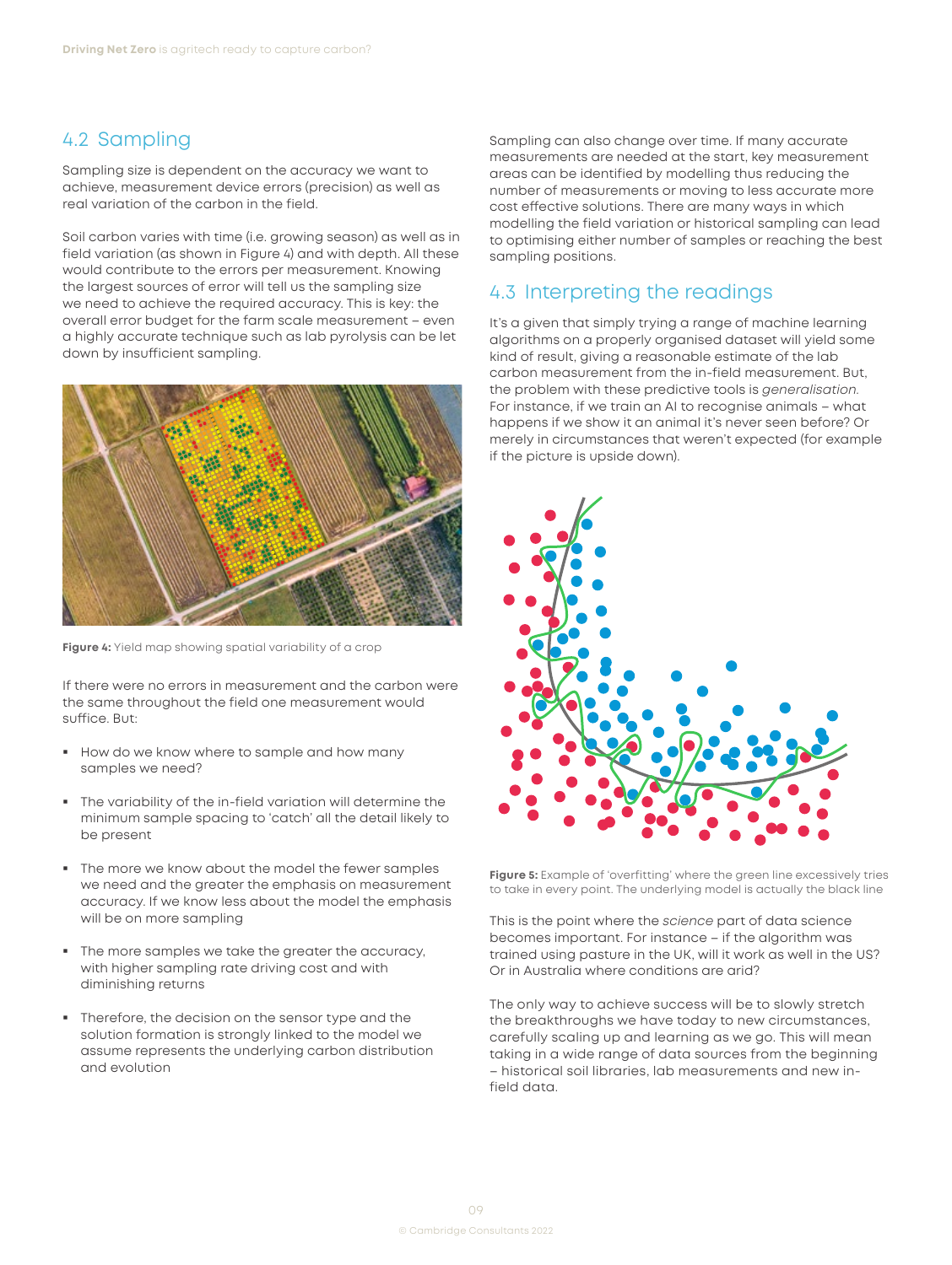## 4.2 Sampling

Sampling size is dependent on the accuracy we want to achieve, measurement device errors (precision) as well as real variation of the carbon in the field.

Soil carbon varies with time (i.e. growing season) as well as in field variation (as shown in Figure 4) and with depth. All these would contribute to the errors per measurement. Knowing the largest sources of error will tell us the sampling size we need to achieve the required accuracy. This is key: the overall error budget for the farm scale measurement – even a highly accurate technique such as lab pyrolysis can be let down by insufficient sampling.

**Figure 4:** Yield map showing spatial variability of a crop

If there were no errors in measurement and the carbon were the same throughout the field one measurement would suffice. But:

- How do we know where to sample and how many samples we need?
- The variability of the in-field variation will determine the minimum sample spacing to 'catch' all the detail likely to be present
- The more we know about the model the fewer samples we need and the greater the emphasis on measurement accuracy. If we know less about the model the emphasis will be on more sampling
- The more samples we take the greater the accuracy, with higher sampling rate driving cost and with diminishing returns
- Therefore, the decision on the sensor type and the solution formation is strongly linked to the model we assume represents the underlying carbon distribution and evolution

Sampling can also change over time. If many accurate measurements are needed at the start, key measurement areas can be identified by modelling thus reducing the number of measurements or moving to less accurate more cost effective solutions. There are many ways in which modelling the field variation or historical sampling can lead to optimising either number of samples or reaching the best sampling positions.

## 4.3 Interpreting the readings

It's a given that simply trying a range of machine learning algorithms on a properly organised dataset will yield some kind of result, giving a reasonable estimate of the lab carbon measurement from the in-field measurement. But, the problem with these predictive tools is *generalisation*. For instance, if we train an AI to recognise animals – what happens if we show it an animal it's never seen before? Or merely in circumstances that weren't expected (for example if the picture is upside down).

**Figure 5:** Example of 'overfitting' where the green line excessively tries to take in every point. The underlying model is actually the black line

This is the point where the *science* part of data science becomes important. For instance – if the algorithm was trained using pasture in the UK, will it work as well in the US? Or in Australia where conditions are arid?

The only way to achieve success will be to slowly stretch the breakthroughs we have today to new circumstances, carefully scaling up and learning as we go. This will mean taking in a wide range of data sources from the beginning – historical soil libraries, lab measurements and new in-field data.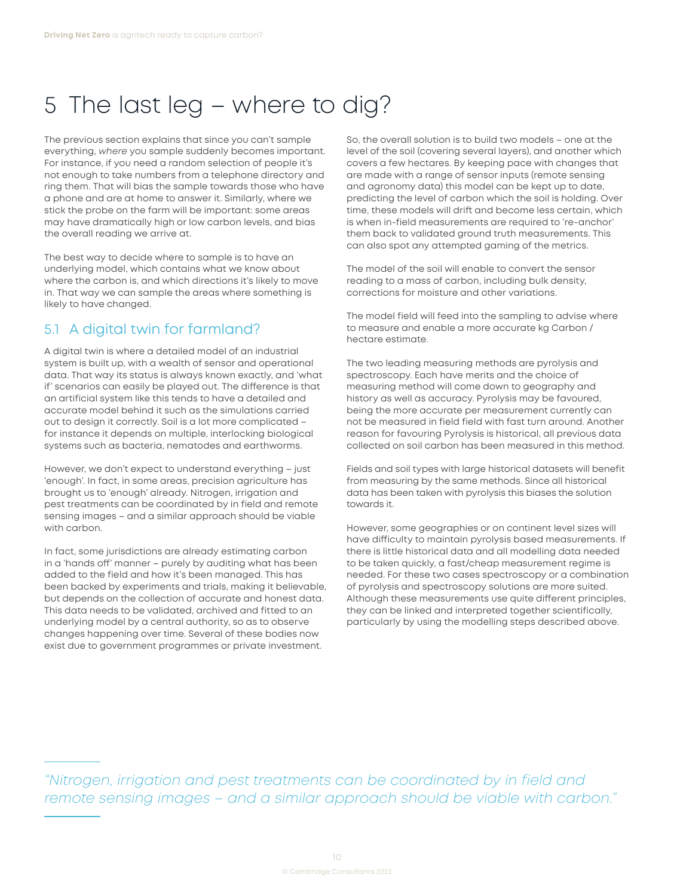# 5 The last leg – where to dig?

The previous section explains that since you can't sample everything, *where* you sample suddenly becomes important. For instance, if you need a random selection of people it's not enough to take numbers from a telephone directory and ring them. That will bias the sample towards those who have a phone and are at home to answer it. Similarly, where we stick the probe on the farm will be important: some areas may have dramatically high or low carbon levels, and bias the overall reading we arrive at.

The best way to decide where to sample is to have an underlying model, which contains what we know about where the carbon is, and which directions it's likely to move in. That way we can sample the areas where something is likely to have changed.

## 5.1 A digital twin for farmland?

A digital twin is where a detailed model of an industrial system is built up, with a wealth of sensor and operational data. That way its status is always known exactly, and 'what if' scenarios can easily be played out. The difference is that an artificial system like this tends to have a detailed and accurate model behind it such as the simulations carried out to design it correctly. Soil is a lot more complicated – for instance it depends on multiple, interlocking biological systems such as bacteria, nematodes and earthworms.

However, we don't expect to understand everything – just 'enough'. In fact, in some areas, precision agriculture has brought us to 'enough' already. Nitrogen, irrigation and pest treatments can be coordinated by in field and remote sensing images – and a similar approach should be viable with carbon.

In fact, some jurisdictions are already estimating carbon in a 'hands off' manner – purely by auditing what has been added to the field and how it's been managed. This has been backed by experiments and trials, making it believable, but depends on the collection of accurate and honest data. This data needs to be validated, archived and fitted to an underlying model by a central authority, so as to observe changes happening over time. Several of these bodies now exist due to government programmes or private investment.

So, the overall solution is to build two models – one at the level of the soil (covering several layers), and another which covers a few hectares. By keeping pace with changes that are made with a range of sensor inputs (remote sensing and agronomy data) this model can be kept up to date, predicting the level of carbon which the soil is holding. Over time, these models will drift and become less certain, which is when in-field measurements are required to 're-anchor' them back to validated ground truth measurements. This can also spot any attempted gaming of the metrics.

The model of the soil will enable to convert the sensor reading to a mass of carbon, including bulk density, corrections for moisture and other variations.

The model field will feed into the sampling to advise where to measure and enable a more accurate kg Carbon / hectare estimate.

The two leading measuring methods are pyrolysis and spectroscopy. Each have merits and the choice of measuring method will come down to geography and history as well as accuracy. Pyrolysis may be favoured, being the more accurate per measurement currently can not be measured in field field with fast turn around. Another reason for favouring Pyrolysis is historical, all previous data collected on soil carbon has been measured in this method.

Fields and soil types with large historical datasets will benefit from measuring by the same methods. Since all historical data has been taken with pyrolysis this biases the solution towards it.

However, some geographies or on continent level sizes will have difficulty to maintain pyrolysis based measurements. If there is little historical data and all modelling data needed to be taken quickly, a fast/cheap measurement regime is needed. For these two cases spectroscopy or a combination of pyrolysis and spectroscopy solutions are more suited. Although these measurements use quite different principles, they can be linked and interpreted together scientifically, particularly by using the modelling steps described above.

> *"Nitrogen, irrigation and pest treatments can be coordinated by in field and remote sensing images – and a similar approach should be viable with carbon."*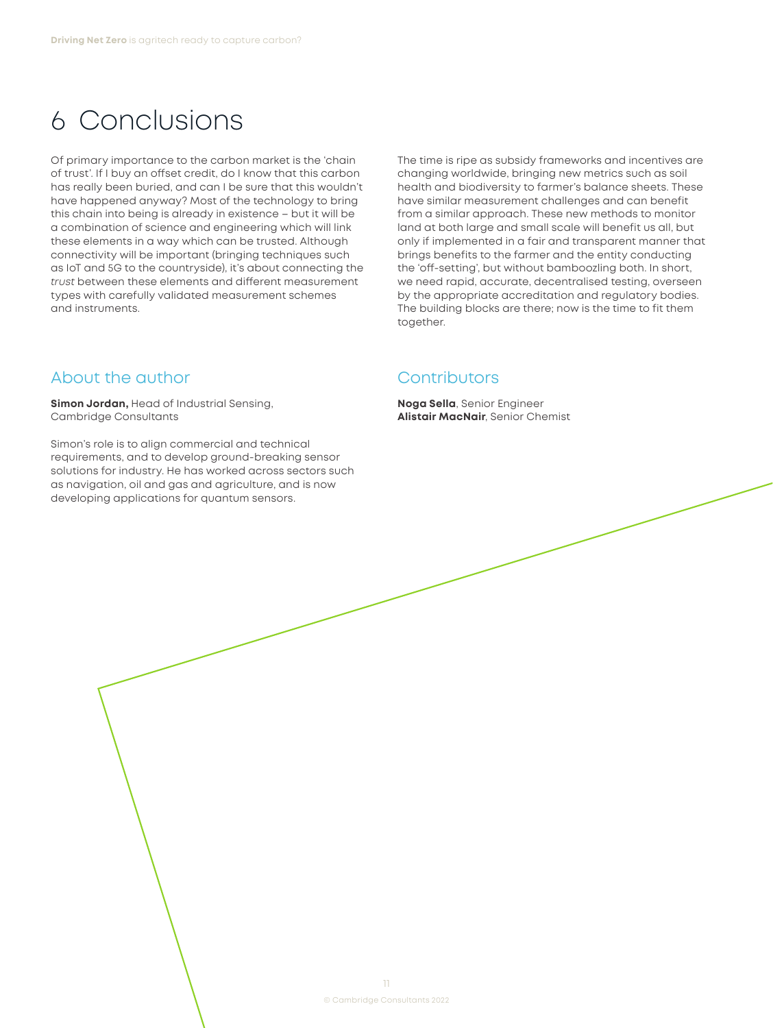# 6 Conclusions

Of primary importance to the carbon market is the 'chain of trust'. If I buy an offset credit, do I know that this carbon has really been buried, and can I be sure that this wouldn't have happened anyway? Most of the technology to bring this chain into being is already in existence – but it will be a combination of science and engineering which will link these elements in a way which can be trusted. Although connectivity will be important (bringing techniques such as IoT and 5G to the countryside), it's about connecting the *trust* between these elements and different measurement types with carefully validated measurement schemes and instruments.

The time is ripe as subsidy frameworks and incentives are changing worldwide, bringing new metrics such as soil health and biodiversity to farmer's balance sheets. These have similar measurement challenges and can benefit from a similar approach. These new methods to monitor land at both large and small scale will benefit us all, but only if implemented in a fair and transparent manner that brings benefits to the farmer and the entity conducting the 'off-setting', but without bamboozling both. In short, we need rapid, accurate, decentralised testing, overseen by the appropriate accreditation and regulatory bodies. The building blocks are there; now is the time to fit them together.

## About the author

**Simon Jordan,** Head of Industrial Sensing, Cambridge Consultants

Simon's role is to align commercial and technical requirements, and to develop ground-breaking sensor solutions for industry. He has worked across sectors such as navigation, oil and gas and agriculture, and is now developing applications for quantum sensors.

## Contributors

**Noga Sella**, Senior Engineer
**Alistair MacNair**, Senior Chemist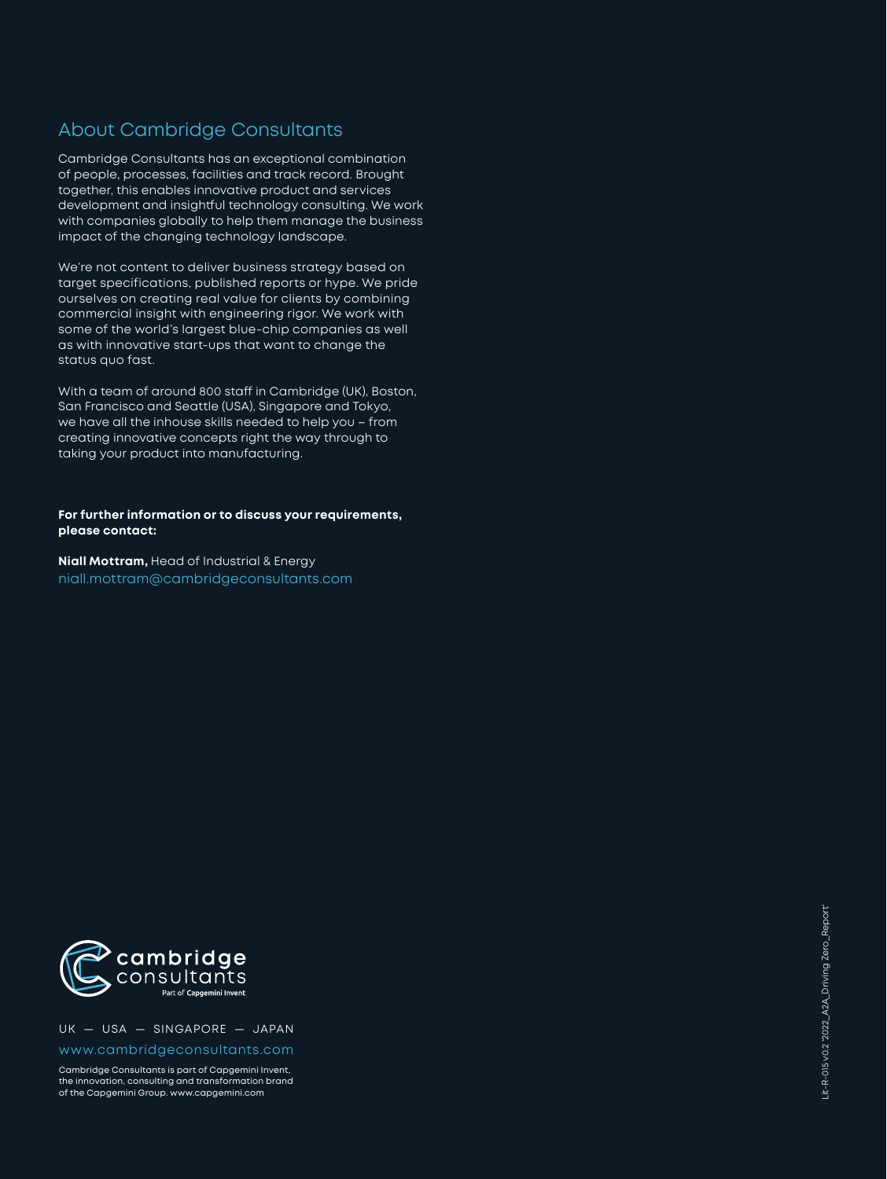## About Cambridge Consultants

Cambridge Consultants has an exceptional combination of people, processes, facilities and track record. Brought together, this enables innovative product and services development and insightful technology consulting. We work with companies globally to help them manage the business impact of the changing technology landscape.

We're not content to deliver business strategy based on target specifications, published reports or hype. We pride ourselves on creating real value for clients by combining commercial insight with engineering rigor. We work with some of the world's largest blue-chip companies as well as with innovative start-ups that want to change the status quo fast.

With a team of around 800 staff in Cambridge (UK), Boston, San Francisco and Seattle (USA), Singapore and Tokyo, we have all the inhouse skills needed to help you – from creating innovative concepts right the way through to taking your product into manufacturing.

**For further information or to discuss your requirements, please contact:**

**Niall Mottram,** Head of Industrial & Energy
niall.mottram@cambridgeconsultants.com

cambridge consultants
Part of Capgemini Invent

UK — USA — SINGAPORE — JAPAN

www.cambridgeconsultants.com

Cambridge Consultants is part of Capgemini Invent, the innovation, consulting and transformation brand of the Capgemini Group. www.capgemini.com

Lit-R-015 v0.2 '2022_A2A_Driving Zero_Report'